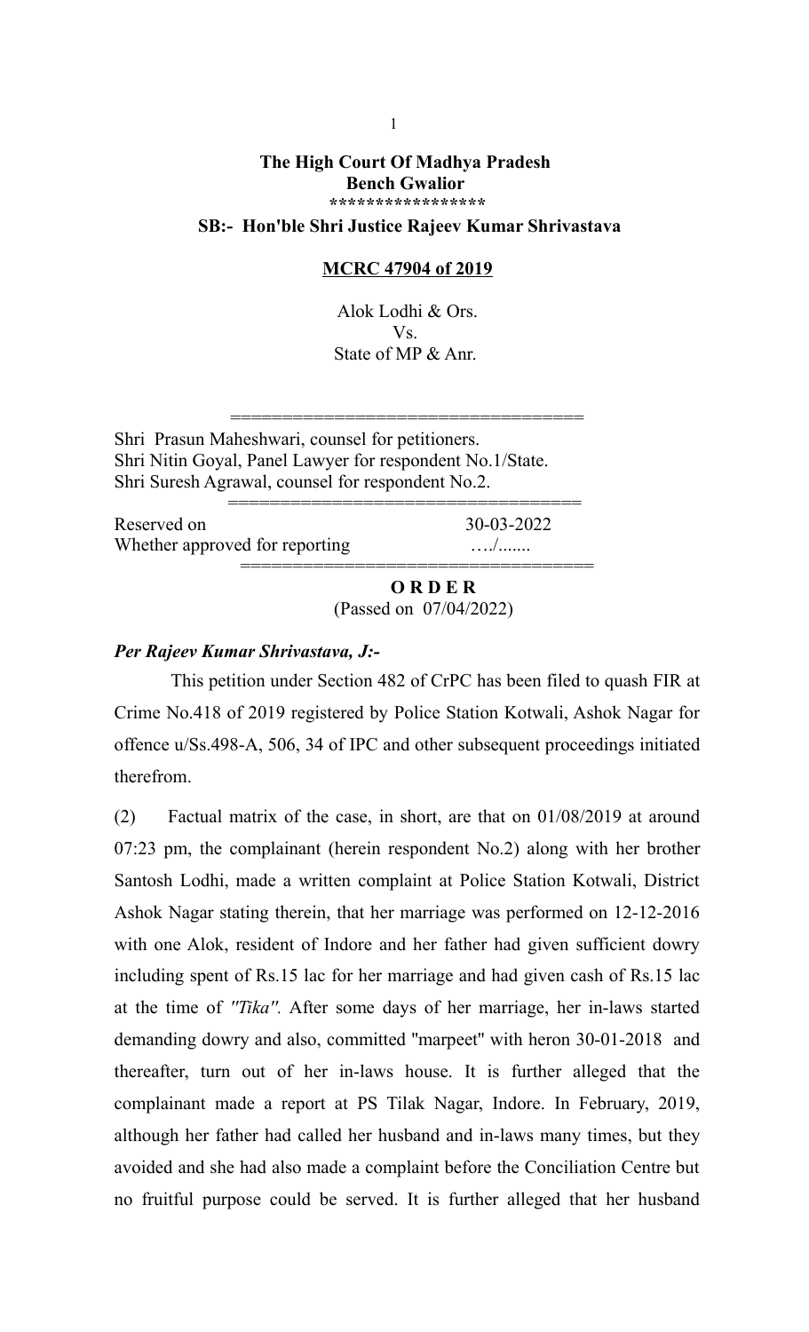**The High Court Of Madhya Pradesh**
**Bench Gwalior**
**\*\*\*\*\*\*\*\*\*\*\*\*\*\*\*\*\***

**SB:- Hon'ble Shri Justice Rajeev Kumar Shrivastava**

**MCRC 47904 of 2019**

Alok Lodhi & Ors.
Vs.
State of MP & Anr.

===================================

Shri Prasun Maheshwari, counsel for petitioners.
Shri Nitin Goyal, Panel Lawyer for respondent No.1/State.
Shri Suresh Agrawal, counsel for respondent No.2.

===================================

| Reserved on | 30-03-2022 |
|---|---|
| Whether approved for reporting | …./....... |

===================================

**O R D E R**
(Passed on 07/04/2022)

***Per Rajeev Kumar Shrivastava, J:-***

This petition under Section 482 of CrPC has been filed to quash FIR at Crime No.418 of 2019 registered by Police Station Kotwali, Ashok Nagar for offence u/Ss.498-A, 506, 34 of IPC and other subsequent proceedings initiated therefrom.

(2) Factual matrix of the case, in short, are that on 01/08/2019 at around 07:23 pm, the complainant (herein respondent No.2) along with her brother Santosh Lodhi, made a written complaint at Police Station Kotwali, District Ashok Nagar stating therein, that her marriage was performed on 12-12-2016 with one Alok, resident of Indore and her father had given sufficient dowry including spent of Rs.15 lac for her marriage and had given cash of Rs.15 lac at the time of *"Tika".* After some days of her marriage, her in-laws started demanding dowry and also, committed "marpeet" with heron 30-01-2018 and thereafter, turn out of her in-laws house. It is further alleged that the complainant made a report at PS Tilak Nagar, Indore. In February, 2019, although her father had called her husband and in-laws many times, but they avoided and she had also made a complaint before the Conciliation Centre but no fruitful purpose could be served. It is further alleged that her husband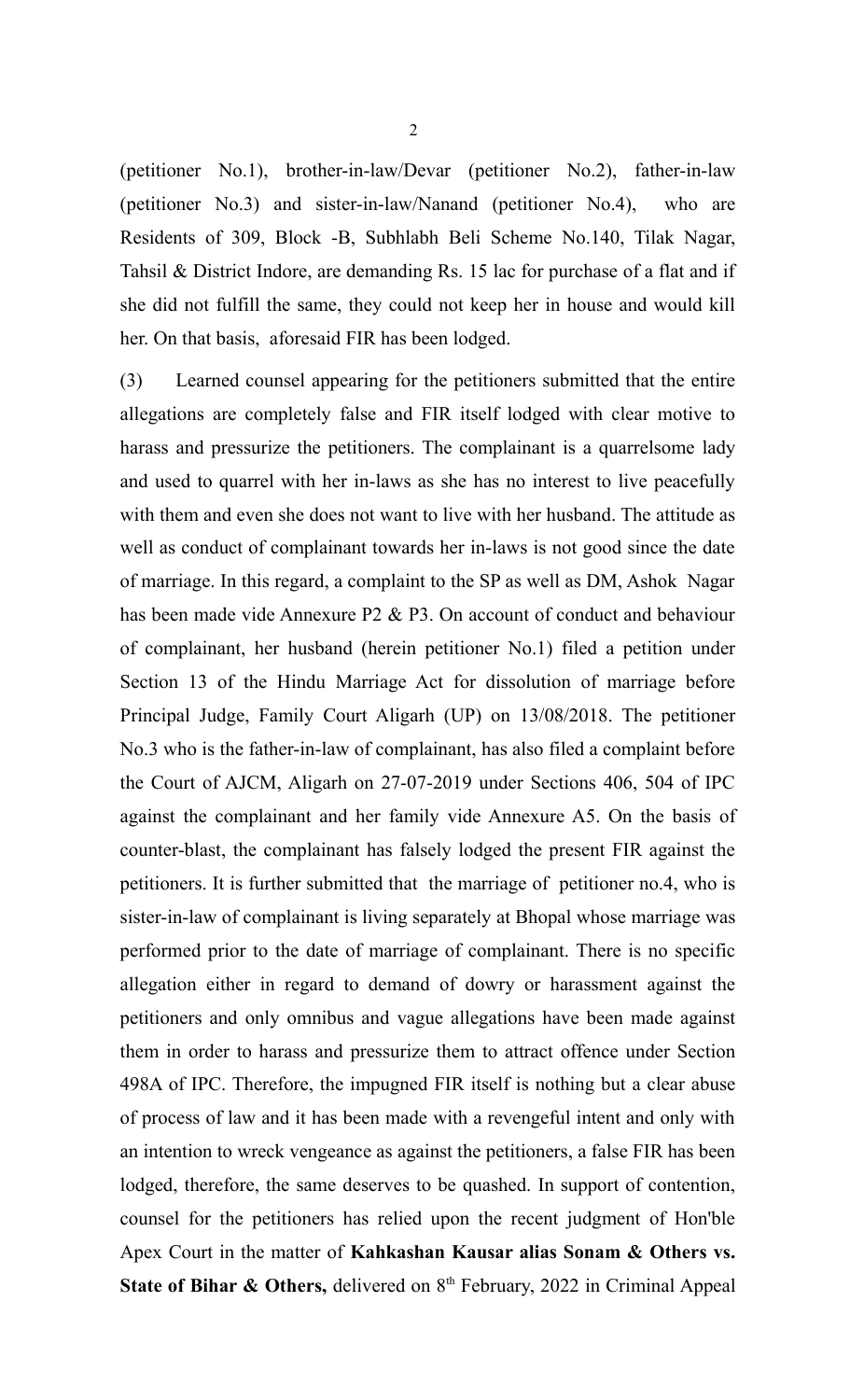(petitioner No.1), brother-in-law/Devar (petitioner No.2), father-in-law (petitioner No.3) and sister-in-law/Nanand (petitioner No.4), who are Residents of 309, Block -B, Subhlabh Beli Scheme No.140, Tilak Nagar, Tahsil & District Indore, are demanding Rs. 15 lac for purchase of a flat and if she did not fulfill the same, they could not keep her in house and would kill her. On that basis, aforesaid FIR has been lodged.

(3) Learned counsel appearing for the petitioners submitted that the entire allegations are completely false and FIR itself lodged with clear motive to harass and pressurize the petitioners. The complainant is a quarrelsome lady and used to quarrel with her in-laws as she has no interest to live peacefully with them and even she does not want to live with her husband. The attitude as well as conduct of complainant towards her in-laws is not good since the date of marriage. In this regard, a complaint to the SP as well as DM, Ashok Nagar has been made vide Annexure P2 & P3. On account of conduct and behaviour of complainant, her husband (herein petitioner No.1) filed a petition under Section 13 of the Hindu Marriage Act for dissolution of marriage before Principal Judge, Family Court Aligarh (UP) on 13/08/2018. The petitioner No.3 who is the father-in-law of complainant, has also filed a complaint before the Court of AJCM, Aligarh on 27-07-2019 under Sections 406, 504 of IPC against the complainant and her family vide Annexure A5. On the basis of counter-blast, the complainant has falsely lodged the present FIR against the petitioners. It is further submitted that the marriage of petitioner no.4, who is sister-in-law of complainant is living separately at Bhopal whose marriage was performed prior to the date of marriage of complainant. There is no specific allegation either in regard to demand of dowry or harassment against the petitioners and only omnibus and vague allegations have been made against them in order to harass and pressurize them to attract offence under Section 498A of IPC. Therefore, the impugned FIR itself is nothing but a clear abuse of process of law and it has been made with a revengeful intent and only with an intention to wreck vengeance as against the petitioners, a false FIR has been lodged, therefore, the same deserves to be quashed. In support of contention, counsel for the petitioners has relied upon the recent judgment of Hon'ble Apex Court in the matter of **Kahkashan Kausar alias Sonam & Others vs. State of Bihar & Others,** delivered on 8th February, 2022 in Criminal Appeal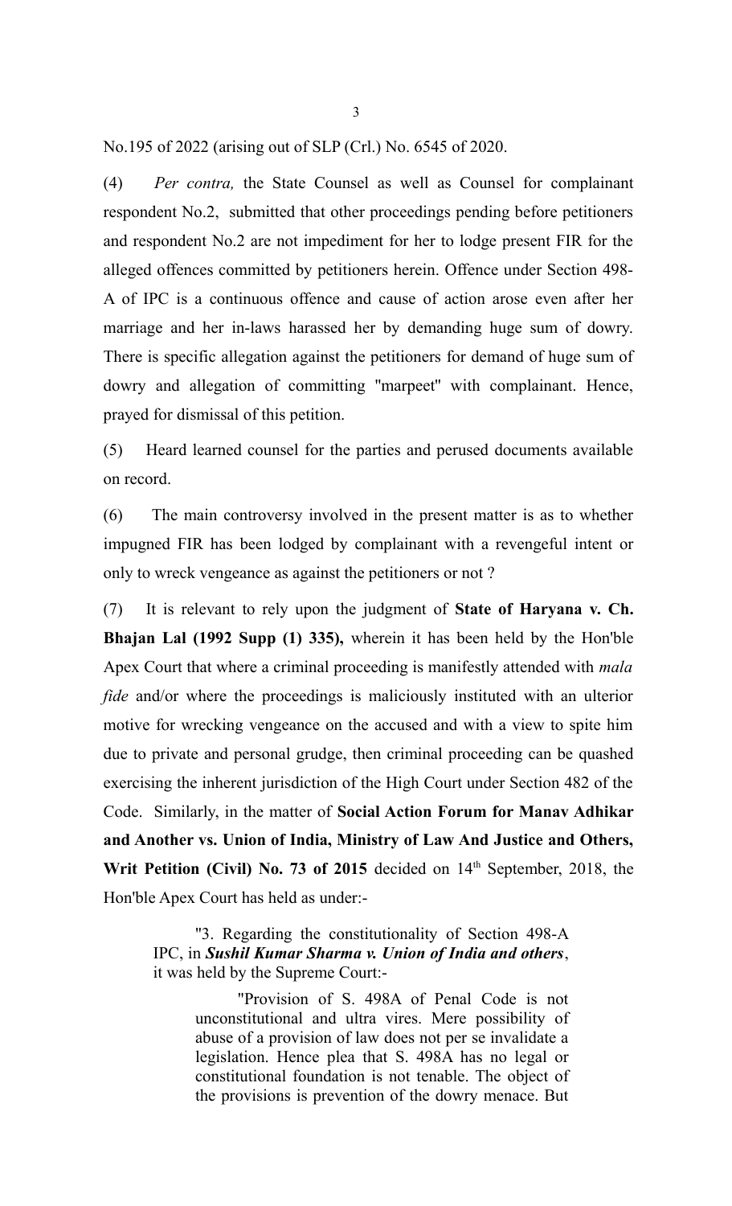No.195 of 2022 (arising out of SLP (Crl.) No. 6545 of 2020.

(4) *Per contra,* the State Counsel as well as Counsel for complainant respondent No.2, submitted that other proceedings pending before petitioners and respondent No.2 are not impediment for her to lodge present FIR for the alleged offences committed by petitioners herein. Offence under Section 498-A of IPC is a continuous offence and cause of action arose even after her marriage and her in-laws harassed her by demanding huge sum of dowry. There is specific allegation against the petitioners for demand of huge sum of dowry and allegation of committing "marpeet" with complainant. Hence, prayed for dismissal of this petition.

(5) Heard learned counsel for the parties and perused documents available on record.

(6) The main controversy involved in the present matter is as to whether impugned FIR has been lodged by complainant with a revengeful intent or only to wreck vengeance as against the petitioners or not ?

(7) It is relevant to rely upon the judgment of **State of Haryana v. Ch. Bhajan Lal (1992 Supp (1) 335),** wherein it has been held by the Hon'ble Apex Court that where a criminal proceeding is manifestly attended with *mala fide* and/or where the proceedings is maliciously instituted with an ulterior motive for wrecking vengeance on the accused and with a view to spite him due to private and personal grudge, then criminal proceeding can be quashed exercising the inherent jurisdiction of the High Court under Section 482 of the Code. Similarly, in the matter of **Social Action Forum for Manav Adhikar and Another vs. Union of India, Ministry of Law And Justice and Others, Writ Petition (Civil) No. 73 of 2015** decided on 14th September, 2018, the Hon'ble Apex Court has held as under:-

> "3. Regarding the constitutionality of Section 498-A IPC, in ***Sushil Kumar Sharma v. Union of India and others***, it was held by the Supreme Court:-
>
> > "Provision of S. 498A of Penal Code is not unconstitutional and ultra vires. Mere possibility of abuse of a provision of law does not per se invalidate a legislation. Hence plea that S. 498A has no legal or constitutional foundation is not tenable. The object of the provisions is prevention of the dowry menace. But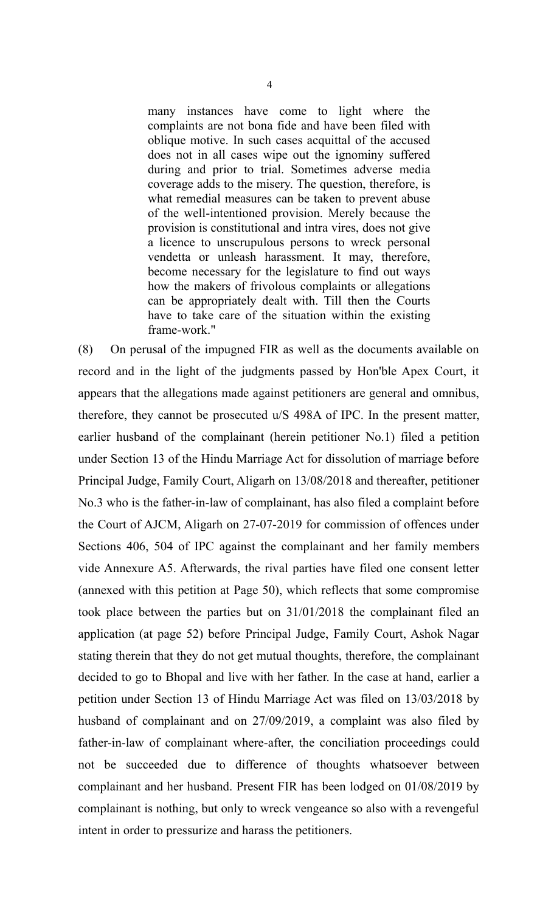> many instances have come to light where the complaints are not bona fide and have been filed with oblique motive. In such cases acquittal of the accused does not in all cases wipe out the ignominy suffered during and prior to trial. Sometimes adverse media coverage adds to the misery. The question, therefore, is what remedial measures can be taken to prevent abuse of the well-intentioned provision. Merely because the provision is constitutional and intra vires, does not give a licence to unscrupulous persons to wreck personal vendetta or unleash harassment. It may, therefore, become necessary for the legislature to find out ways how the makers of frivolous complaints or allegations can be appropriately dealt with. Till then the Courts have to take care of the situation within the existing frame-work."

(8) On perusal of the impugned FIR as well as the documents available on record and in the light of the judgments passed by Hon'ble Apex Court, it appears that the allegations made against petitioners are general and omnibus, therefore, they cannot be prosecuted u/S 498A of IPC. In the present matter, earlier husband of the complainant (herein petitioner No.1) filed a petition under Section 13 of the Hindu Marriage Act for dissolution of marriage before Principal Judge, Family Court, Aligarh on 13/08/2018 and thereafter, petitioner No.3 who is the father-in-law of complainant, has also filed a complaint before the Court of AJCM, Aligarh on 27-07-2019 for commission of offences under Sections 406, 504 of IPC against the complainant and her family members vide Annexure A5. Afterwards, the rival parties have filed one consent letter (annexed with this petition at Page 50), which reflects that some compromise took place between the parties but on 31/01/2018 the complainant filed an application (at page 52) before Principal Judge, Family Court, Ashok Nagar stating therein that they do not get mutual thoughts, therefore, the complainant decided to go to Bhopal and live with her father. In the case at hand, earlier a petition under Section 13 of Hindu Marriage Act was filed on 13/03/2018 by husband of complainant and on 27/09/2019, a complaint was also filed by father-in-law of complainant where-after, the conciliation proceedings could not be succeeded due to difference of thoughts whatsoever between complainant and her husband. Present FIR has been lodged on 01/08/2019 by complainant is nothing, but only to wreck vengeance so also with a revengeful intent in order to pressurize and harass the petitioners.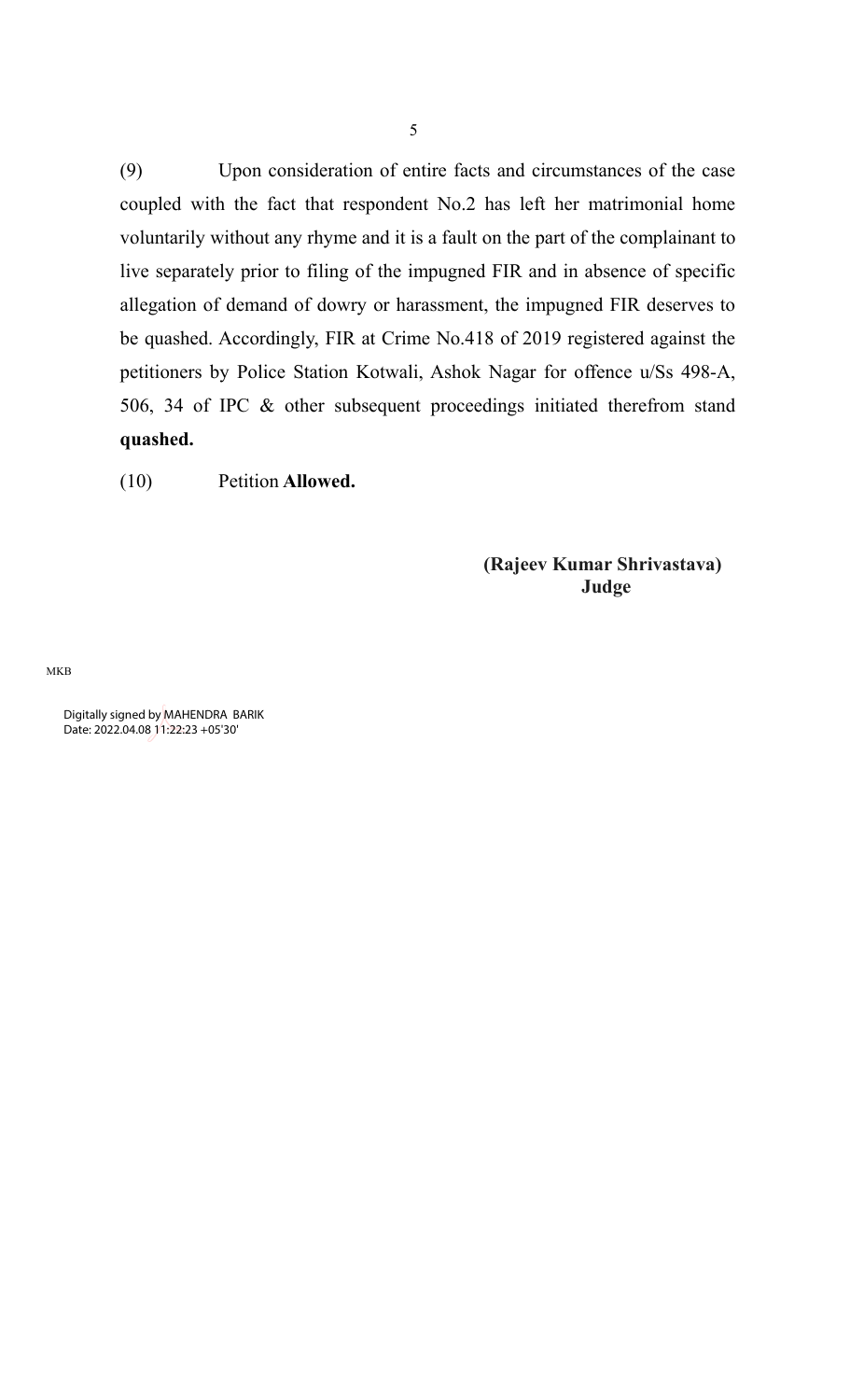(9) Upon consideration of entire facts and circumstances of the case coupled with the fact that respondent No.2 has left her matrimonial home voluntarily without any rhyme and it is a fault on the part of the complainant to live separately prior to filing of the impugned FIR and in absence of specific allegation of demand of dowry or harassment, the impugned FIR deserves to be quashed. Accordingly, FIR at Crime No.418 of 2019 registered against the petitioners by Police Station Kotwali, Ashok Nagar for offence u/Ss 498-A, 506, 34 of IPC & other subsequent proceedings initiated therefrom stand **quashed.**

(10) Petition **Allowed.**

**(Rajeev Kumar Shrivastava)**
**Judge**

MKB

Digitally signed by MAHENDRA BARIK
Date: 2022.04.08 11:22:23 +05'30'